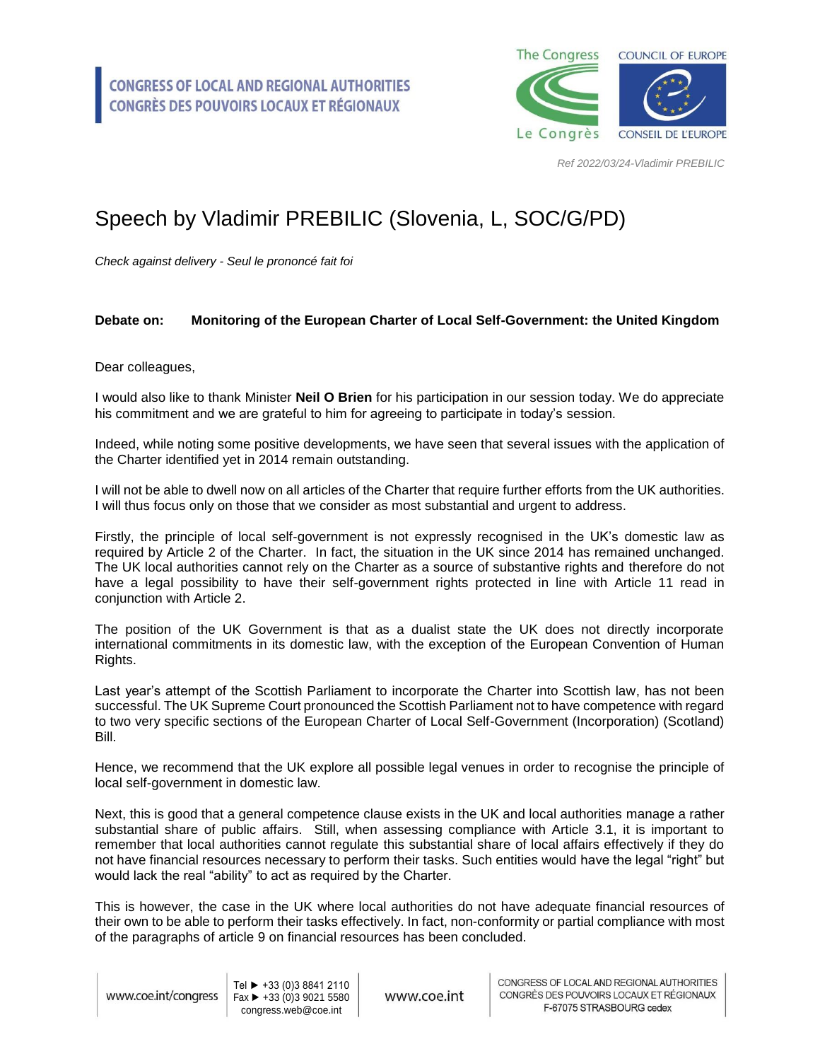CONGRESS OF LOCAL AND REGIONAL AUTHORITIES
CONGRÈS DES POUVOIRS LOCAUX ET RÉGIONAUX

The Congress / Le Congrès — COUNCIL OF EUROPE / CONSEIL DE L'EUROPE

*Ref 2022/03/24-Vladimir PREBILIC*

# Speech by Vladimir PREBILIC (Slovenia, L, SOC/G/PD)

*Check against delivery - Seul le prononcé fait foi*

**Debate on: Monitoring of the European Charter of Local Self-Government: the United Kingdom**

Dear colleagues,

I would also like to thank Minister **Neil O Brien** for his participation in our session today. We do appreciate his commitment and we are grateful to him for agreeing to participate in today's session.

Indeed, while noting some positive developments, we have seen that several issues with the application of the Charter identified yet in 2014 remain outstanding.

I will not be able to dwell now on all articles of the Charter that require further efforts from the UK authorities. I will thus focus only on those that we consider as most substantial and urgent to address.

Firstly, the principle of local self-government is not expressly recognised in the UK's domestic law as required by Article 2 of the Charter. In fact, the situation in the UK since 2014 has remained unchanged. The UK local authorities cannot rely on the Charter as a source of substantive rights and therefore do not have a legal possibility to have their self-government rights protected in line with Article 11 read in conjunction with Article 2.

The position of the UK Government is that as a dualist state the UK does not directly incorporate international commitments in its domestic law, with the exception of the European Convention of Human Rights.

Last year's attempt of the Scottish Parliament to incorporate the Charter into Scottish law, has not been successful. The UK Supreme Court pronounced the Scottish Parliament not to have competence with regard to two very specific sections of the European Charter of Local Self-Government (Incorporation) (Scotland) Bill.

Hence, we recommend that the UK explore all possible legal venues in order to recognise the principle of local self-government in domestic law.

Next, this is good that a general competence clause exists in the UK and local authorities manage a rather substantial share of public affairs. Still, when assessing compliance with Article 3.1, it is important to remember that local authorities cannot regulate this substantial share of local affairs effectively if they do not have financial resources necessary to perform their tasks. Such entities would have the legal "right" but would lack the real "ability" to act as required by the Charter.

This is however, the case in the UK where local authorities do not have adequate financial resources of their own to be able to perform their tasks effectively. In fact, non-conformity or partial compliance with most of the paragraphs of article 9 on financial resources has been concluded.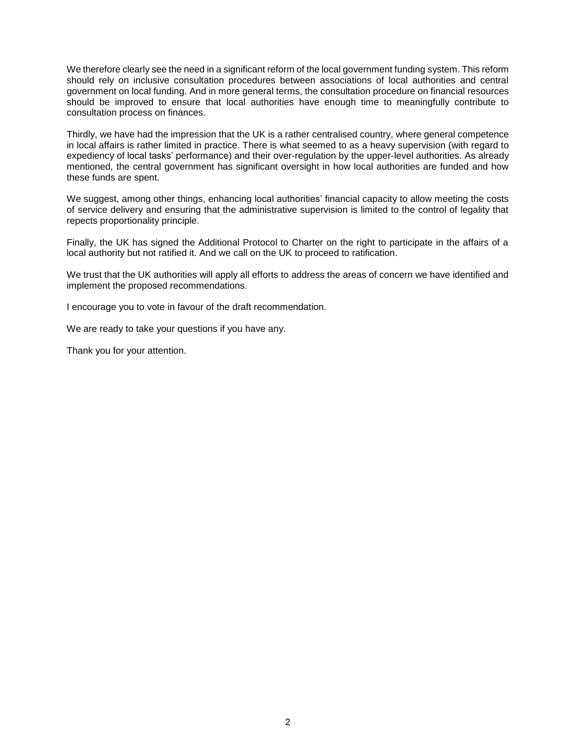We therefore clearly see the need in a significant reform of the local government funding system. This reform should rely on inclusive consultation procedures between associations of local authorities and central government on local funding. And in more general terms, the consultation procedure on financial resources should be improved to ensure that local authorities have enough time to meaningfully contribute to consultation process on finances.

Thirdly, we have had the impression that the UK is a rather centralised country, where general competence in local affairs is rather limited in practice. There is what seemed to as a heavy supervision (with regard to expediency of local tasks' performance) and their over-regulation by the upper-level authorities. As already mentioned, the central government has significant oversight in how local authorities are funded and how these funds are spent.

We suggest, among other things, enhancing local authorities' financial capacity to allow meeting the costs of service delivery and ensuring that the administrative supervision is limited to the control of legality that repects proportionality principle.

Finally, the UK has signed the Additional Protocol to Charter on the right to participate in the affairs of a local authority but not ratified it. And we call on the UK to proceed to ratification.

We trust that the UK authorities will apply all efforts to address the areas of concern we have identified and implement the proposed recommendations.

I encourage you to vote in favour of the draft recommendation.

We are ready to take your questions if you have any.

Thank you for your attention.